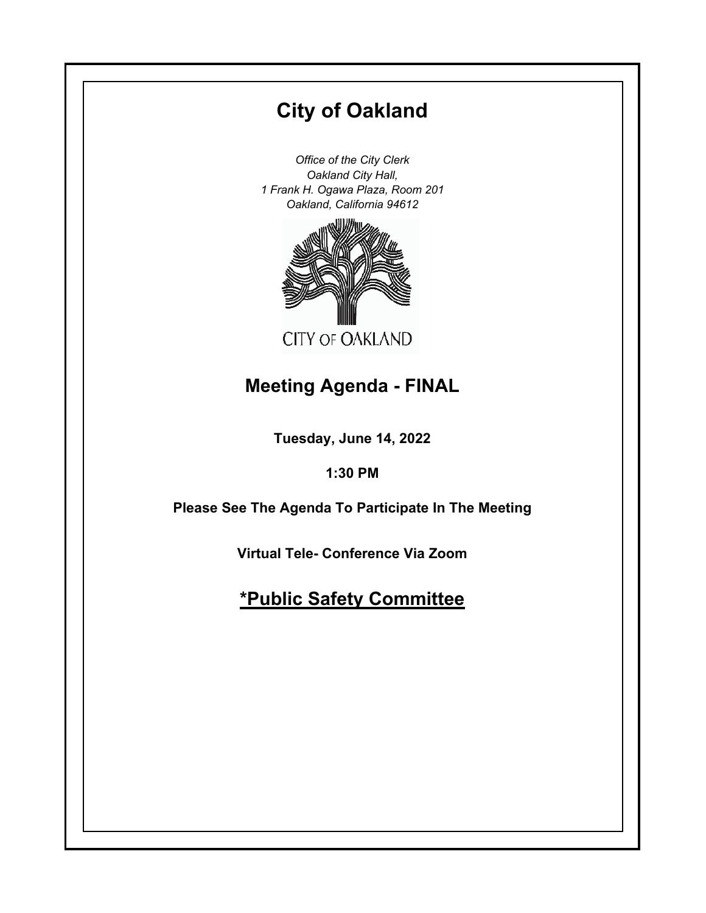# City of Oakland

*Office of the City Clerk*
*Oakland City Hall,*
*1 Frank H. Ogawa Plaza, Room 201*
*Oakland, California 94612*

CITY OF OAKLAND

## Meeting Agenda - FINAL

**Tuesday, June 14, 2022**

**1:30 PM**

**Please See The Agenda To Participate In The Meeting**

**Virtual Tele- Conference Via Zoom**

## *Public Safety Committee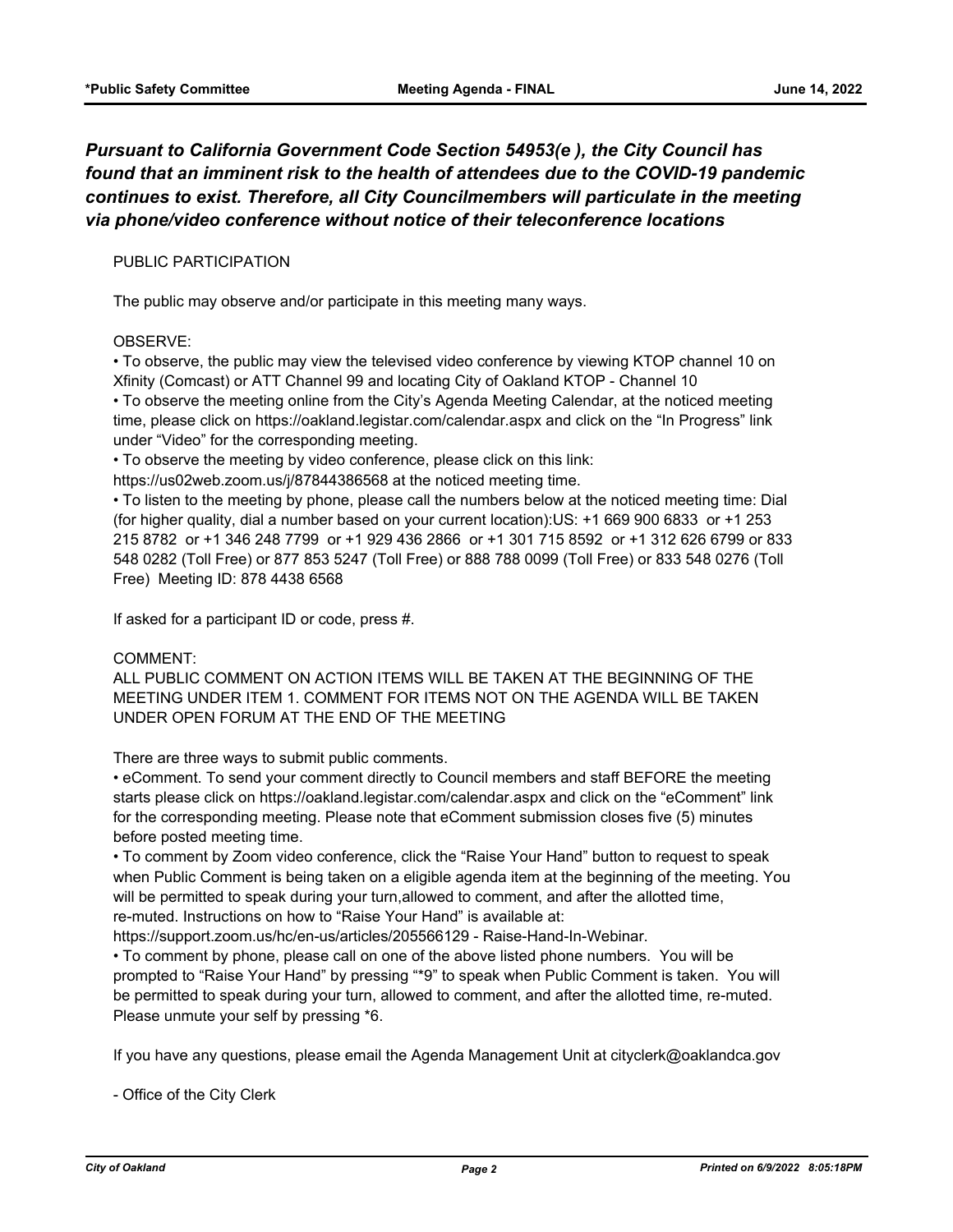***Pursuant to California Government Code Section 54953(e ), the City Council has found that an imminent risk to the health of attendees due to the COVID-19 pandemic continues to exist. Therefore, all City Councilmembers will particulate in the meeting via phone/video conference without notice of their teleconference locations***

PUBLIC PARTICIPATION

The public may observe and/or participate in this meeting many ways.

OBSERVE:

• To observe, the public may view the televised video conference by viewing KTOP channel 10 on Xfinity (Comcast) or ATT Channel 99 and locating City of Oakland KTOP - Channel 10
• To observe the meeting online from the City's Agenda Meeting Calendar, at the noticed meeting time, please click on https://oakland.legistar.com/calendar.aspx and click on the "In Progress" link under "Video" for the corresponding meeting.
• To observe the meeting by video conference, please click on this link: https://us02web.zoom.us/j/87844386568 at the noticed meeting time.
• To listen to the meeting by phone, please call the numbers below at the noticed meeting time: Dial (for higher quality, dial a number based on your current location):US: +1 669 900 6833 or +1 253 215 8782 or +1 346 248 7799 or +1 929 436 2866 or +1 301 715 8592 or +1 312 626 6799 or 833 548 0282 (Toll Free) or 877 853 5247 (Toll Free) or 888 788 0099 (Toll Free) or 833 548 0276 (Toll Free) Meeting ID: 878 4438 6568

If asked for a participant ID or code, press #.

COMMENT:

ALL PUBLIC COMMENT ON ACTION ITEMS WILL BE TAKEN AT THE BEGINNING OF THE MEETING UNDER ITEM 1. COMMENT FOR ITEMS NOT ON THE AGENDA WILL BE TAKEN UNDER OPEN FORUM AT THE END OF THE MEETING

There are three ways to submit public comments.

• eComment. To send your comment directly to Council members and staff BEFORE the meeting starts please click on https://oakland.legistar.com/calendar.aspx and click on the "eComment" link for the corresponding meeting. Please note that eComment submission closes five (5) minutes before posted meeting time.
• To comment by Zoom video conference, click the "Raise Your Hand" button to request to speak when Public Comment is being taken on a eligible agenda item at the beginning of the meeting. You will be permitted to speak during your turn,allowed to comment, and after the allotted time, re-muted. Instructions on how to "Raise Your Hand" is available at: https://support.zoom.us/hc/en-us/articles/205566129 - Raise-Hand-In-Webinar.
• To comment by phone, please call on one of the above listed phone numbers. You will be prompted to "Raise Your Hand" by pressing "*9" to speak when Public Comment is taken. You will be permitted to speak during your turn, allowed to comment, and after the allotted time, re-muted. Please unmute your self by pressing *6.

If you have any questions, please email the Agenda Management Unit at cityclerk@oaklandca.gov

- Office of the City Clerk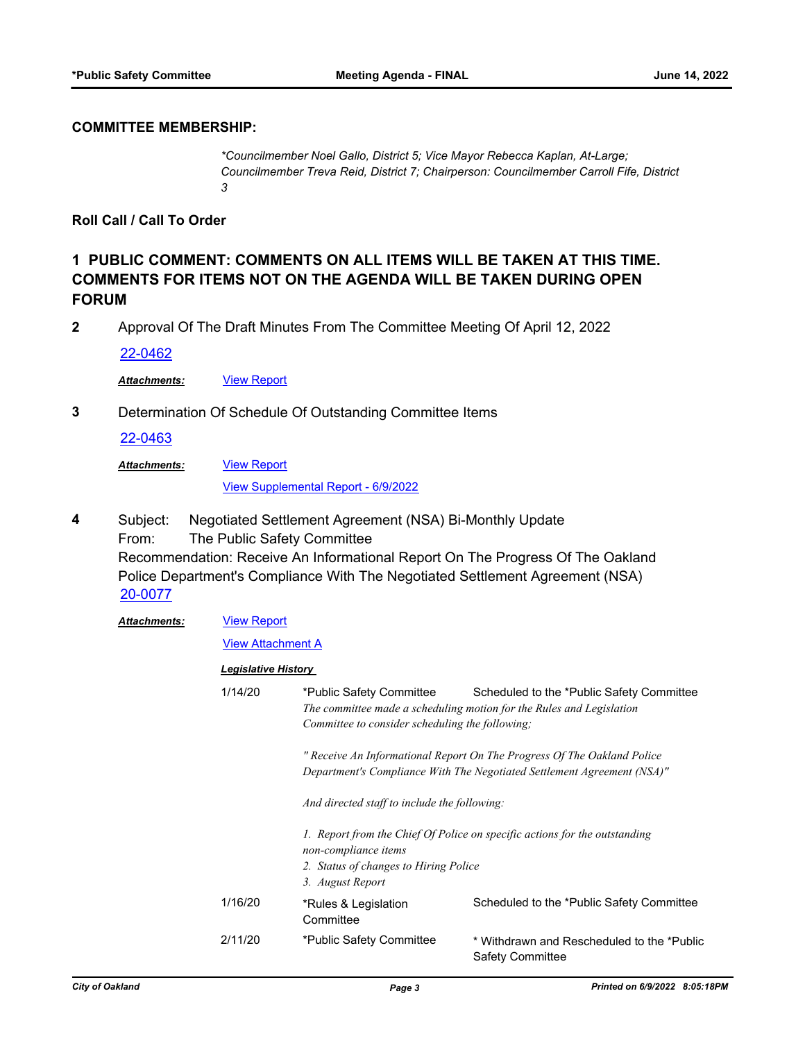### COMMITTEE MEMBERSHIP:

*\*Councilmember Noel Gallo, District 5; Vice Mayor Rebecca Kaplan, At-Large; Councilmember Treva Reid, District 7; Chairperson: Councilmember Carroll Fife, District 3*

### Roll Call / Call To Order

## 1 PUBLIC COMMENT: COMMENTS ON ALL ITEMS WILL BE TAKEN AT THIS TIME. COMMENTS FOR ITEMS NOT ON THE AGENDA WILL BE TAKEN DURING OPEN FORUM

**2** Approval Of The Draft Minutes From The Committee Meeting Of April 12, 2022

[22-0462]

***Attachments:*** [View Report]

**3** Determination Of Schedule Of Outstanding Committee Items

[22-0463]

***Attachments:*** [View Report]

[View Supplemental Report - 6/9/2022]

**4** Subject: Negotiated Settlement Agreement (NSA) Bi-Monthly Update
From: The Public Safety Committee
Recommendation: Receive An Informational Report On The Progress Of The Oakland Police Department's Compliance With The Negotiated Settlement Agreement (NSA)
[20-0077]

***Attachments:*** [View Report]

[View Attachment A]

***Legislative History***

| Date | Committee | Action |
|---|---|---|
| 1/14/20 | *Public Safety Committee | Scheduled to the *Public Safety Committee |

*The committee made a scheduling motion for the Rules and Legislation Committee to consider scheduling the following;*

*" Receive An Informational Report On The Progress Of The Oakland Police Department's Compliance With The Negotiated Settlement Agreement (NSA)"*

*And directed staff to include the following:*

*1. Report from the Chief Of Police on specific actions for the outstanding non-compliance items*
*2. Status of changes to Hiring Police*
*3. August Report*

| Date | Committee | Action |
|---|---|---|
| 1/16/20 | *Rules & Legislation Committee | Scheduled to the *Public Safety Committee |
| 2/11/20 | *Public Safety Committee | * Withdrawn and Rescheduled to the *Public Safety Committee |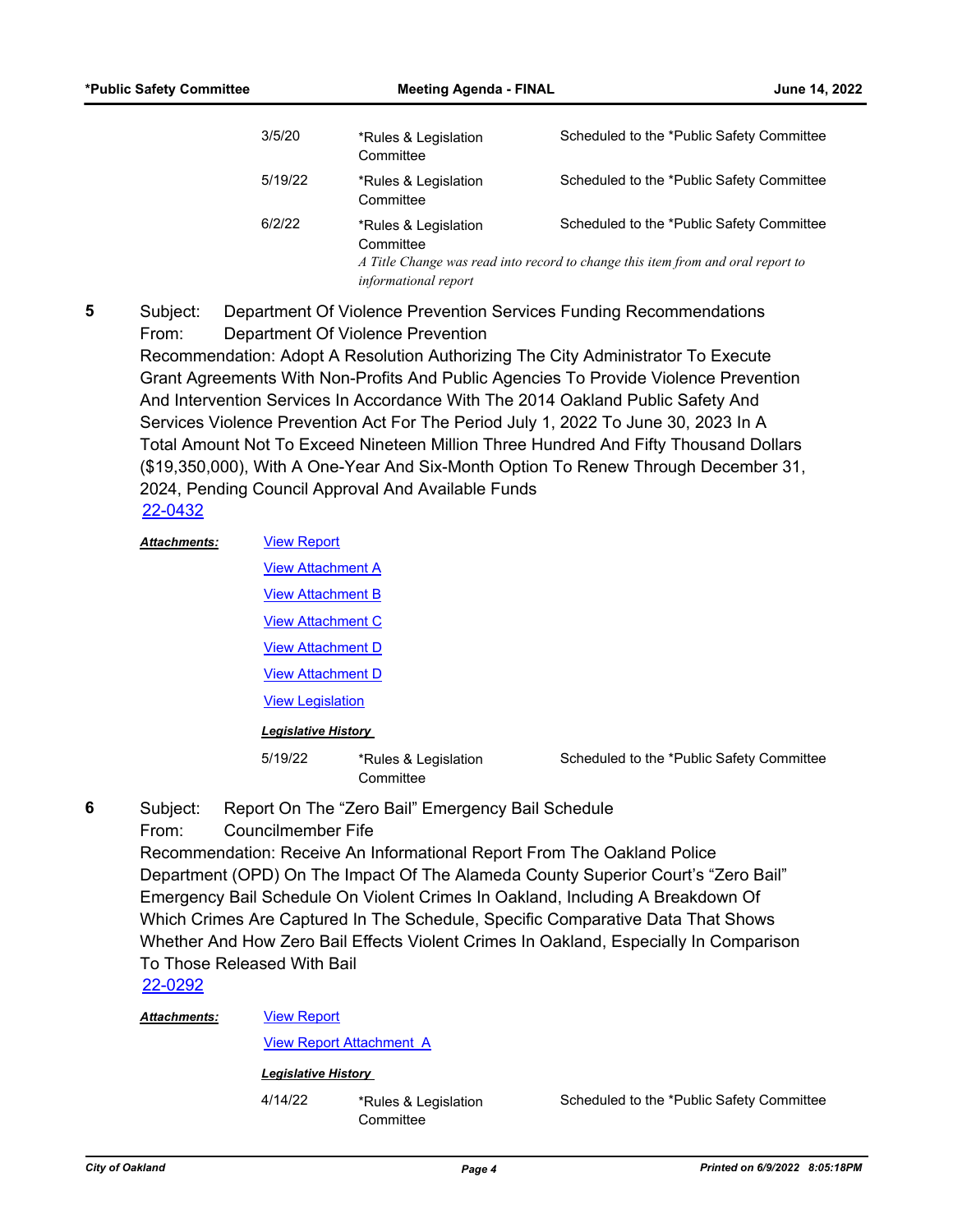| | | |
|---|---|---|
| 3/5/20 | *Rules & Legislation Committee | Scheduled to the *Public Safety Committee |
| 5/19/22 | *Rules & Legislation Committee | Scheduled to the *Public Safety Committee |
| 6/2/22 | *Rules & Legislation Committee | Scheduled to the *Public Safety Committee |

*A Title Change was read into record to change this item from and oral report to informational report*

**5** Subject: Department Of Violence Prevention Services Funding Recommendations
From: Department Of Violence Prevention
Recommendation: Adopt A Resolution Authorizing The City Administrator To Execute Grant Agreements With Non-Profits And Public Agencies To Provide Violence Prevention And Intervention Services In Accordance With The 2014 Oakland Public Safety And Services Violence Prevention Act For The Period July 1, 2022 To June 30, 2023 In A Total Amount Not To Exceed Nineteen Million Three Hundred And Fifty Thousand Dollars ($19,350,000), With A One-Year And Six-Month Option To Renew Through December 31, 2024, Pending Council Approval And Available Funds
22-0432

***Attachments:***
View Report
View Attachment A
View Attachment B
View Attachment C
View Attachment D
View Attachment D
View Legislation

***Legislative History***

| | | |
|---|---|---|
| 5/19/22 | *Rules & Legislation Committee | Scheduled to the *Public Safety Committee |

**6** Subject: Report On The "Zero Bail" Emergency Bail Schedule
From: Councilmember Fife
Recommendation: Receive An Informational Report From The Oakland Police Department (OPD) On The Impact Of The Alameda County Superior Court's "Zero Bail" Emergency Bail Schedule On Violent Crimes In Oakland, Including A Breakdown Of Which Crimes Are Captured In The Schedule, Specific Comparative Data That Shows Whether And How Zero Bail Effects Violent Crimes In Oakland, Especially In Comparison To Those Released With Bail
22-0292

***Attachments:***
View Report
View Report Attachment A

***Legislative History***

| | | |
|---|---|---|
| 4/14/22 | *Rules & Legislation Committee | Scheduled to the *Public Safety Committee |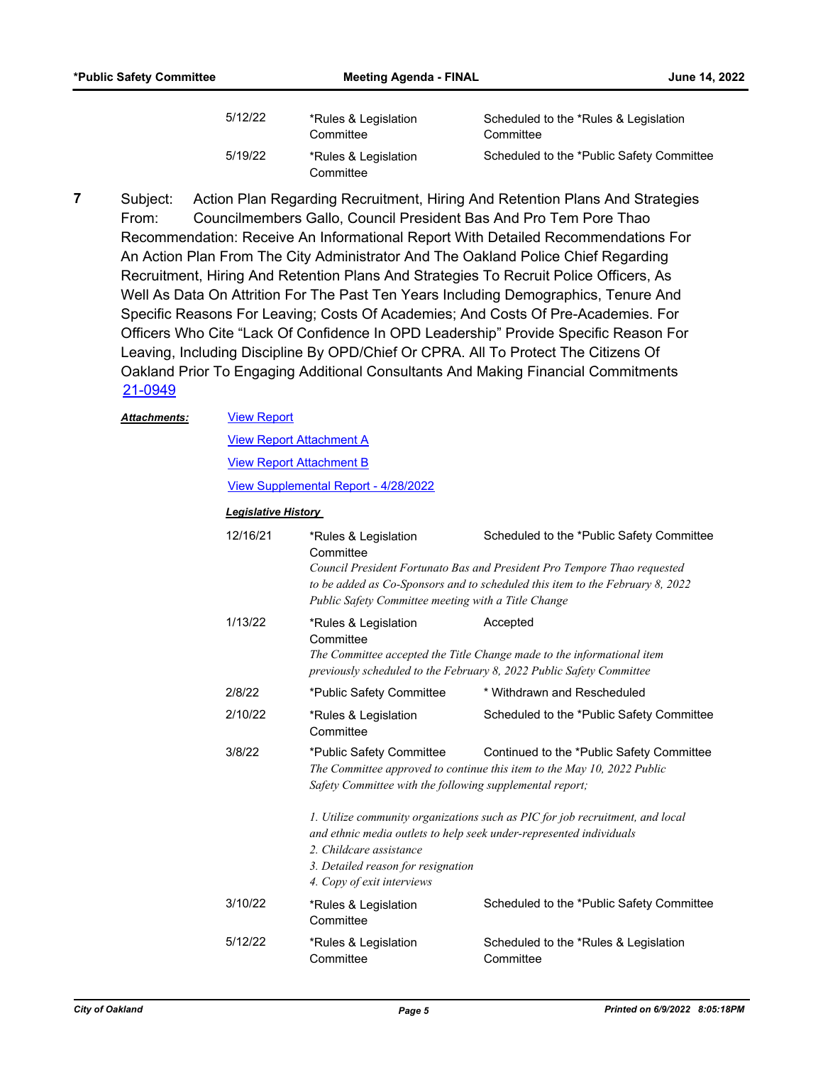| | | |
|---|---|---|
| 5/12/22 | *Rules & Legislation Committee | Scheduled to the *Rules & Legislation Committee |
| 5/19/22 | *Rules & Legislation Committee | Scheduled to the *Public Safety Committee |

**7** Subject: Action Plan Regarding Recruitment, Hiring And Retention Plans And Strategies

From: Councilmembers Gallo, Council President Bas And Pro Tem Pore Thao

Recommendation: Receive An Informational Report With Detailed Recommendations For An Action Plan From The City Administrator And The Oakland Police Chief Regarding Recruitment, Hiring And Retention Plans And Strategies To Recruit Police Officers, As Well As Data On Attrition For The Past Ten Years Including Demographics, Tenure And Specific Reasons For Leaving; Costs Of Academies; And Costs Of Pre-Academies. For Officers Who Cite "Lack Of Confidence In OPD Leadership" Provide Specific Reason For Leaving, Including Discipline By OPD/Chief Or CPRA. All To Protect The Citizens Of Oakland Prior To Engaging Additional Consultants And Making Financial Commitments

21-0949

***Attachments:*** View Report

View Report Attachment A

View Report Attachment B

View Supplemental Report - 4/28/2022

***Legislative History***

| | | |
|---|---|---|
| 12/16/21 | *Rules & Legislation Committee | Scheduled to the *Public Safety Committee |
| | *Council President Fortunato Bas and President Pro Tempore Thao requested to be added as Co-Sponsors and to scheduled this item to the February 8, 2022 Public Safety Committee meeting with a Title Change* | |
| 1/13/22 | *Rules & Legislation Committee | Accepted |
| | *The Committee accepted the Title Change made to the informational item previously scheduled to the February 8, 2022 Public Safety Committee* | |
| 2/8/22 | *Public Safety Committee | * Withdrawn and Rescheduled |
| 2/10/22 | *Rules & Legislation Committee | Scheduled to the *Public Safety Committee |
| 3/8/22 | *Public Safety Committee | Continued to the *Public Safety Committee |
| | *The Committee approved to continue this item to the May 10, 2022 Public Safety Committee with the following supplemental report;*<br><br>*1. Utilize community organizations such as PIC for job recruitment, and local and ethnic media outlets to help seek under-represented individuals*<br>*2. Childcare assistance*<br>*3. Detailed reason for resignation*<br>*4. Copy of exit interviews* | |
| 3/10/22 | *Rules & Legislation Committee | Scheduled to the *Public Safety Committee |
| 5/12/22 | *Rules & Legislation Committee | Scheduled to the *Rules & Legislation Committee |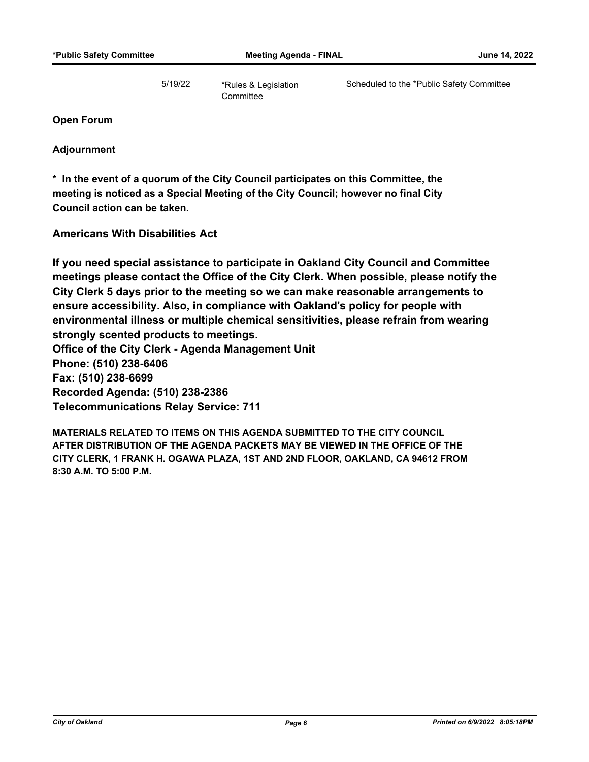| | | | |
|---|---|---|---|
| | 5/19/22 | *Rules & Legislation Committee | Scheduled to the *Public Safety Committee |

**Open Forum**

**Adjournment**

**\* In the event of a quorum of the City Council participates on this Committee, the meeting is noticed as a Special Meeting of the City Council; however no final City Council action can be taken.**

**Americans With Disabilities Act**

**If you need special assistance to participate in Oakland City Council and Committee meetings please contact the Office of the City Clerk. When possible, please notify the City Clerk 5 days prior to the meeting so we can make reasonable arrangements to ensure accessibility. Also, in compliance with Oakland's policy for people with environmental illness or multiple chemical sensitivities, please refrain from wearing strongly scented products to meetings.**
**Office of the City Clerk - Agenda Management Unit**
**Phone: (510) 238-6406**
**Fax: (510) 238-6699**
**Recorded Agenda: (510) 238-2386**
**Telecommunications Relay Service: 711**

**MATERIALS RELATED TO ITEMS ON THIS AGENDA SUBMITTED TO THE CITY COUNCIL AFTER DISTRIBUTION OF THE AGENDA PACKETS MAY BE VIEWED IN THE OFFICE OF THE CITY CLERK, 1 FRANK H. OGAWA PLAZA, 1ST AND 2ND FLOOR, OAKLAND, CA 94612 FROM 8:30 A.M. TO 5:00 P.M.**